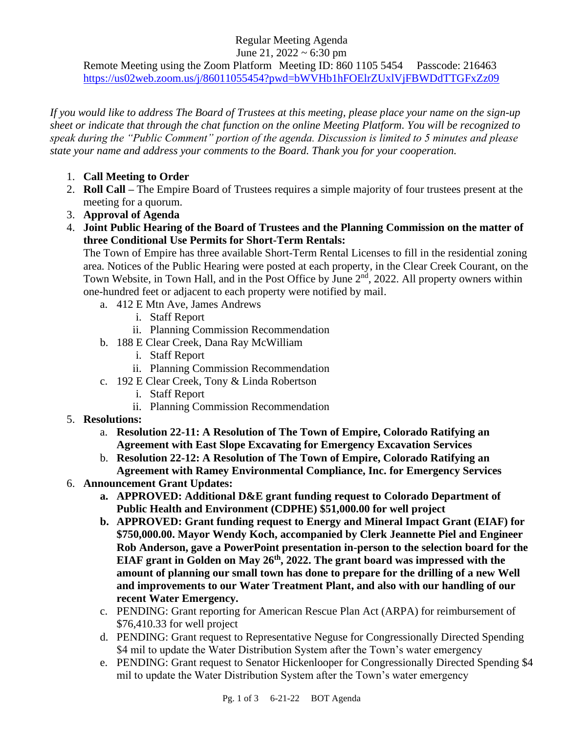Regular Meeting Agenda

June 21, 2022 ~ 6:30 pm

Remote Meeting using the Zoom Platform Meeting ID: 860 1105 5454 Passcode: 216463

https://us02web.zoom.us/j/86011055454?pwd=bWVHb1hFOElrZUxlVjFBWDdTTGFxZz09

*If you would like to address The Board of Trustees at this meeting, please place your name on the sign-up sheet or indicate that through the chat function on the online Meeting Platform. You will be recognized to speak during the "Public Comment" portion of the agenda. Discussion is limited to 5 minutes and please state your name and address your comments to the Board. Thank you for your cooperation.*

1. **Call Meeting to Order**
2. **Roll Call –** The Empire Board of Trustees requires a simple majority of four trustees present at the meeting for a quorum.
3. **Approval of Agenda**
4. **Joint Public Hearing of the Board of Trustees and the Planning Commission on the matter of three Conditional Use Permits for Short-Term Rentals:**

   The Town of Empire has three available Short-Term Rental Licenses to fill in the residential zoning area. Notices of the Public Hearing were posted at each property, in the Clear Creek Courant, on the Town Website, in Town Hall, and in the Post Office by June 2nd, 2022. All property owners within one-hundred feet or adjacent to each property were notified by mail.

   a. 412 E Mtn Ave, James Andrews
      i. Staff Report
      ii. Planning Commission Recommendation
   b. 188 E Clear Creek, Dana Ray McWilliam
      i. Staff Report
      ii. Planning Commission Recommendation
   c. 192 E Clear Creek, Tony & Linda Robertson
      i. Staff Report
      ii. Planning Commission Recommendation
5. **Resolutions:**
   a. **Resolution 22-11: A Resolution of The Town of Empire, Colorado Ratifying an Agreement with East Slope Excavating for Emergency Excavation Services**
   b. **Resolution 22-12: A Resolution of The Town of Empire, Colorado Ratifying an Agreement with Ramey Environmental Compliance, Inc. for Emergency Services**
6. **Announcement Grant Updates:**
   a. **APPROVED: Additional D&E grant funding request to Colorado Department of Public Health and Environment (CDPHE) $51,000.00 for well project**
   b. **APPROVED: Grant funding request to Energy and Mineral Impact Grant (EIAF) for $750,000.00. Mayor Wendy Koch, accompanied by Clerk Jeannette Piel and Engineer Rob Anderson, gave a PowerPoint presentation in-person to the selection board for the EIAF grant in Golden on May 26th, 2022. The grant board was impressed with the amount of planning our small town has done to prepare for the drilling of a new Well and improvements to our Water Treatment Plant, and also with our handling of our recent Water Emergency.**
   c. PENDING: Grant reporting for American Rescue Plan Act (ARPA) for reimbursement of $76,410.33 for well project
   d. PENDING: Grant request to Representative Neguse for Congressionally Directed Spending $4 mil to update the Water Distribution System after the Town's water emergency
   e. PENDING: Grant request to Senator Hickenlooper for Congressionally Directed Spending $4 mil to update the Water Distribution System after the Town's water emergency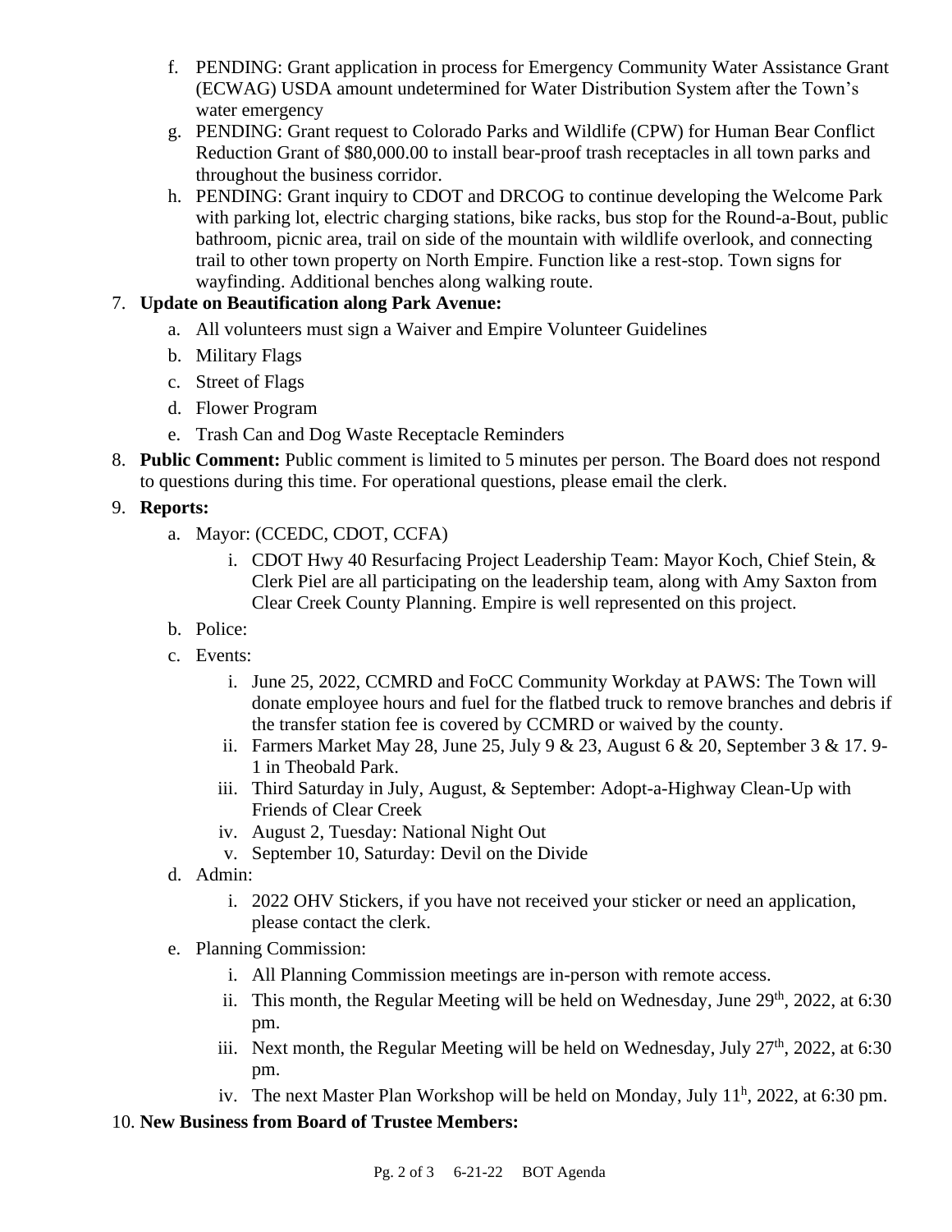f. PENDING: Grant application in process for Emergency Community Water Assistance Grant (ECWAG) USDA amount undetermined for Water Distribution System after the Town's water emergency

g. PENDING: Grant request to Colorado Parks and Wildlife (CPW) for Human Bear Conflict Reduction Grant of $80,000.00 to install bear-proof trash receptacles in all town parks and throughout the business corridor.

h. PENDING: Grant inquiry to CDOT and DRCOG to continue developing the Welcome Park with parking lot, electric charging stations, bike racks, bus stop for the Round-a-Bout, public bathroom, picnic area, trail on side of the mountain with wildlife overlook, and connecting trail to other town property on North Empire. Function like a rest-stop. Town signs for wayfinding. Additional benches along walking route.

7. **Update on Beautification along Park Avenue:**
   a. All volunteers must sign a Waiver and Empire Volunteer Guidelines
   b. Military Flags
   c. Street of Flags
   d. Flower Program
   e. Trash Can and Dog Waste Receptacle Reminders

8. **Public Comment:** Public comment is limited to 5 minutes per person. The Board does not respond to questions during this time. For operational questions, please email the clerk.

9. **Reports:**
   a. Mayor: (CCEDC, CDOT, CCFA)
      i. CDOT Hwy 40 Resurfacing Project Leadership Team: Mayor Koch, Chief Stein, & Clerk Piel are all participating on the leadership team, along with Amy Saxton from Clear Creek County Planning. Empire is well represented on this project.
   b. Police:
   c. Events:
      i. June 25, 2022, CCMRD and FoCC Community Workday at PAWS: The Town will donate employee hours and fuel for the flatbed truck to remove branches and debris if the transfer station fee is covered by CCMRD or waived by the county.
      ii. Farmers Market May 28, June 25, July 9 & 23, August 6 & 20, September 3 & 17. 9-1 in Theobald Park.
      iii. Third Saturday in July, August, & September: Adopt-a-Highway Clean-Up with Friends of Clear Creek
      iv. August 2, Tuesday: National Night Out
      v. September 10, Saturday: Devil on the Divide
   d. Admin:
      i. 2022 OHV Stickers, if you have not received your sticker or need an application, please contact the clerk.
   e. Planning Commission:
      i. All Planning Commission meetings are in-person with remote access.
      ii. This month, the Regular Meeting will be held on Wednesday, June 29th, 2022, at 6:30 pm.
      iii. Next month, the Regular Meeting will be held on Wednesday, July 27th, 2022, at 6:30 pm.
      iv. The next Master Plan Workshop will be held on Monday, July 11h, 2022, at 6:30 pm.

10. **New Business from Board of Trustee Members:**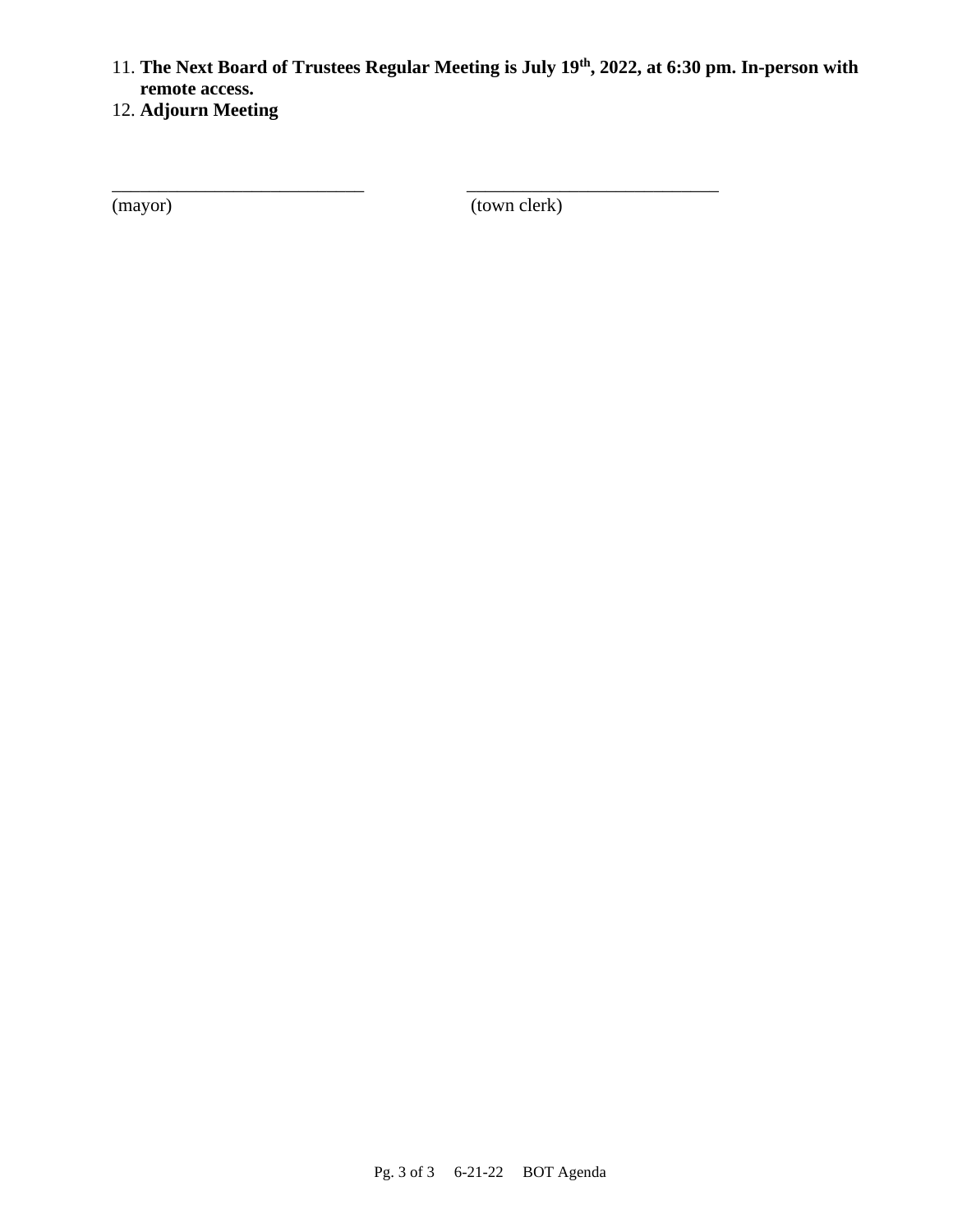11. **The Next Board of Trustees Regular Meeting is July 19th, 2022, at 6:30 pm. In-person with remote access.**
12. **Adjourn Meeting**

\_\_\_\_\_\_\_\_\_\_\_\_\_\_\_\_\_\_\_\_\_\_\_\_\_\_\_\_ \_\_\_\_\_\_\_\_\_\_\_\_\_\_\_\_\_\_\_\_\_\_\_\_\_\_\_\_

(mayor) (town clerk)